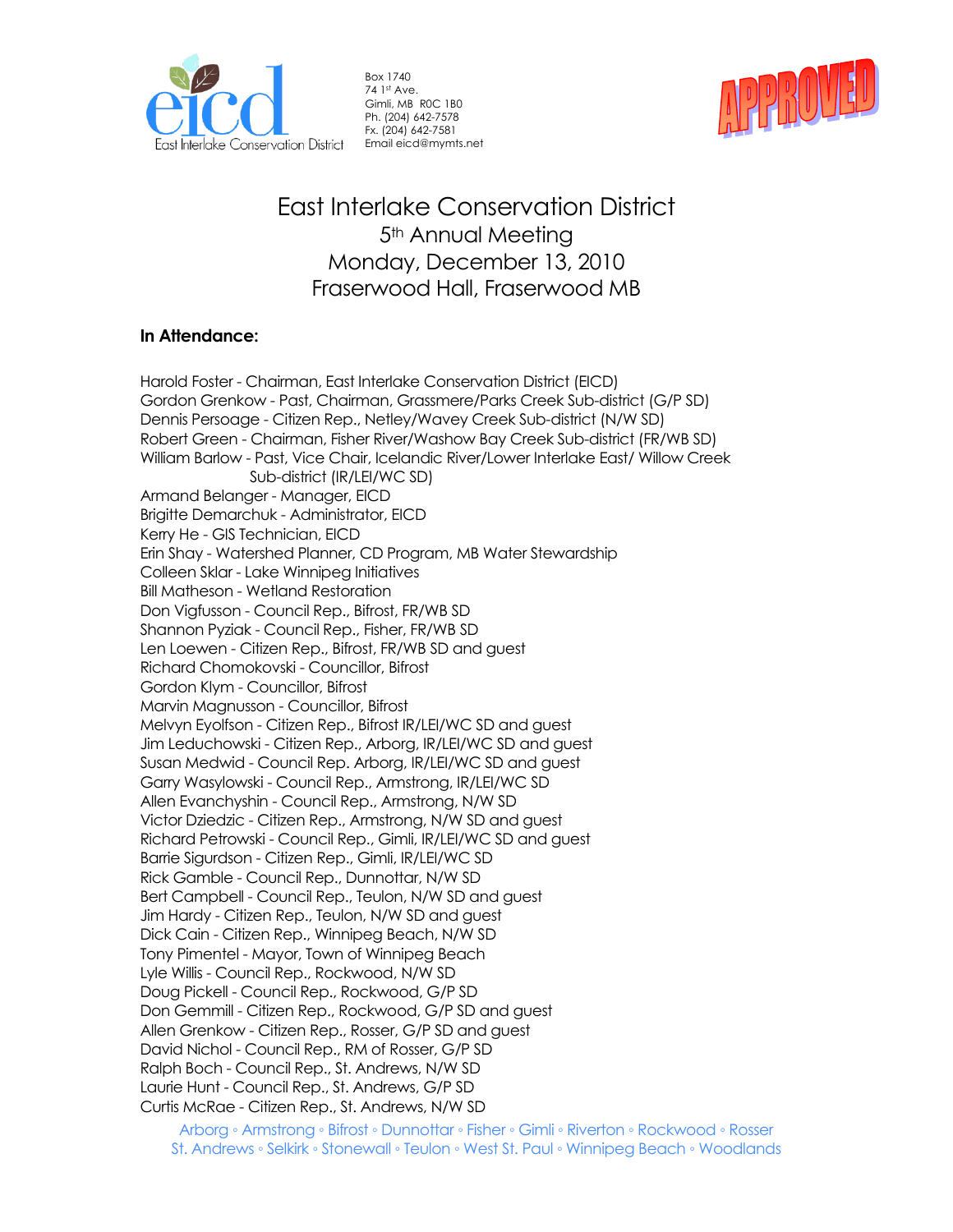Box 1740
74 1st Ave.
Gimli, MB R0C 1B0
Ph. (204) 642-7578
Fx. (204) 642-7581
Email eicd@mymts.net

APPROVED

# East Interlake Conservation District
## 5th Annual Meeting
## Monday, December 13, 2010
## Fraserwood Hall, Fraserwood MB

**In Attendance:**

Harold Foster - Chairman, East Interlake Conservation District (EICD)
Gordon Grenkow - Past, Chairman, Grassmere/Parks Creek Sub-district (G/P SD)
Dennis Persoage - Citizen Rep., Netley/Wavey Creek Sub-district (N/W SD)
Robert Green - Chairman, Fisher River/Washow Bay Creek Sub-district (FR/WB SD)
William Barlow - Past, Vice Chair, Icelandic River/Lower Interlake East/ Willow Creek Sub-district (IR/LEI/WC SD)
Armand Belanger - Manager, EICD
Brigitte Demarchuk - Administrator, EICD
Kerry He - GIS Technician, EICD
Erin Shay - Watershed Planner, CD Program, MB Water Stewardship
Colleen Sklar - Lake Winnipeg Initiatives
Bill Matheson - Wetland Restoration
Don Vigfusson - Council Rep., Bifrost, FR/WB SD
Shannon Pyziak - Council Rep., Fisher, FR/WB SD
Len Loewen - Citizen Rep., Bifrost, FR/WB SD and guest
Richard Chomokovski - Councillor, Bifrost
Gordon Klym - Councillor, Bifrost
Marvin Magnusson - Councillor, Bifrost
Melvyn Eyolfson - Citizen Rep., Bifrost IR/LEI/WC SD and guest
Jim Leduchowski - Citizen Rep., Arborg, IR/LEI/WC SD and guest
Susan Medwid - Council Rep. Arborg, IR/LEI/WC SD and guest
Garry Wasylowski - Council Rep., Armstrong, IR/LEI/WC SD
Allen Evanchyshin - Council Rep., Armstrong, N/W SD
Victor Dziedzic - Citizen Rep., Armstrong, N/W SD and guest
Richard Petrowski - Council Rep., Gimli, IR/LEI/WC SD and guest
Barrie Sigurdson - Citizen Rep., Gimli, IR/LEI/WC SD
Rick Gamble - Council Rep., Dunnottar, N/W SD
Bert Campbell - Council Rep., Teulon, N/W SD and guest
Jim Hardy - Citizen Rep., Teulon, N/W SD and guest
Dick Cain - Citizen Rep., Winnipeg Beach, N/W SD
Tony Pimentel - Mayor, Town of Winnipeg Beach
Lyle Willis - Council Rep., Rockwood, N/W SD
Doug Pickell - Council Rep., Rockwood, G/P SD
Don Gemmill - Citizen Rep., Rockwood, G/P SD and guest
Allen Grenkow - Citizen Rep., Rosser, G/P SD and guest
David Nichol - Council Rep., RM of Rosser, G/P SD
Ralph Boch - Council Rep., St. Andrews, N/W SD
Laurie Hunt - Council Rep., St. Andrews, G/P SD
Curtis McRae - Citizen Rep., St. Andrews, N/W SD

Arborg ◦ Armstrong ◦ Bifrost ◦ Dunnottar ◦ Fisher ◦ Gimli ◦ Riverton ◦ Rockwood ◦ Rosser
St. Andrews ◦ Selkirk ◦ Stonewall ◦ Teulon ◦ West St. Paul ◦ Winnipeg Beach ◦ Woodlands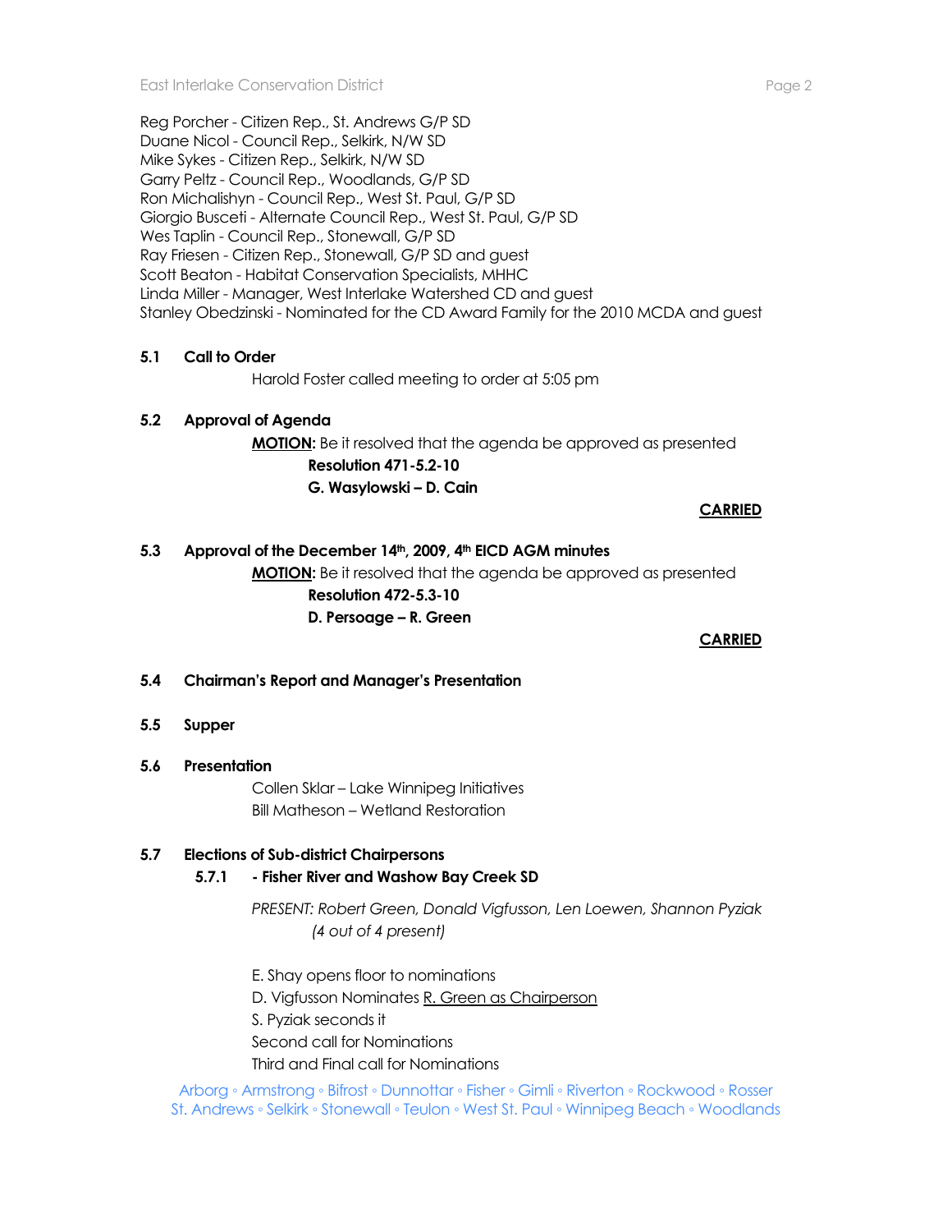Reg Porcher - Citizen Rep., St. Andrews G/P SD
Duane Nicol - Council Rep., Selkirk, N/W SD
Mike Sykes - Citizen Rep., Selkirk, N/W SD
Garry Peltz - Council Rep., Woodlands, G/P SD
Ron Michalishyn - Council Rep., West St. Paul, G/P SD
Giorgio Busceti - Alternate Council Rep., West St. Paul, G/P SD
Wes Taplin - Council Rep., Stonewall, G/P SD
Ray Friesen - Citizen Rep., Stonewall, G/P SD and guest
Scott Beaton - Habitat Conservation Specialists, MHHC
Linda Miller - Manager, West Interlake Watershed CD and guest
Stanley Obedzinski - Nominated for the CD Award Family for the 2010 MCDA and guest

**5.1 Call to Order**

Harold Foster called meeting to order at 5:05 pm

**5.2 Approval of Agenda**

**MOTION:** Be it resolved that the agenda be approved as presented

**Resolution 471-5.2-10**

**G. Wasylowski – D. Cain**

**CARRIED**

**5.3 Approval of the December 14th, 2009, 4th EICD AGM minutes**

**MOTION:** Be it resolved that the agenda be approved as presented

**Resolution 472-5.3-10**

**D. Persoage – R. Green**

**CARRIED**

**5.4 Chairman's Report and Manager's Presentation**

**5.5 Supper**

**5.6 Presentation**

Collen Sklar – Lake Winnipeg Initiatives
Bill Matheson – Wetland Restoration

**5.7 Elections of Sub-district Chairpersons**

**5.7.1 - Fisher River and Washow Bay Creek SD**

*PRESENT: Robert Green, Donald Vigfusson, Len Loewen, Shannon Pyziak*
*(4 out of 4 present)*

E. Shay opens floor to nominations
D. Vigfusson Nominates R. Green as Chairperson
S. Pyziak seconds it
Second call for Nominations
Third and Final call for Nominations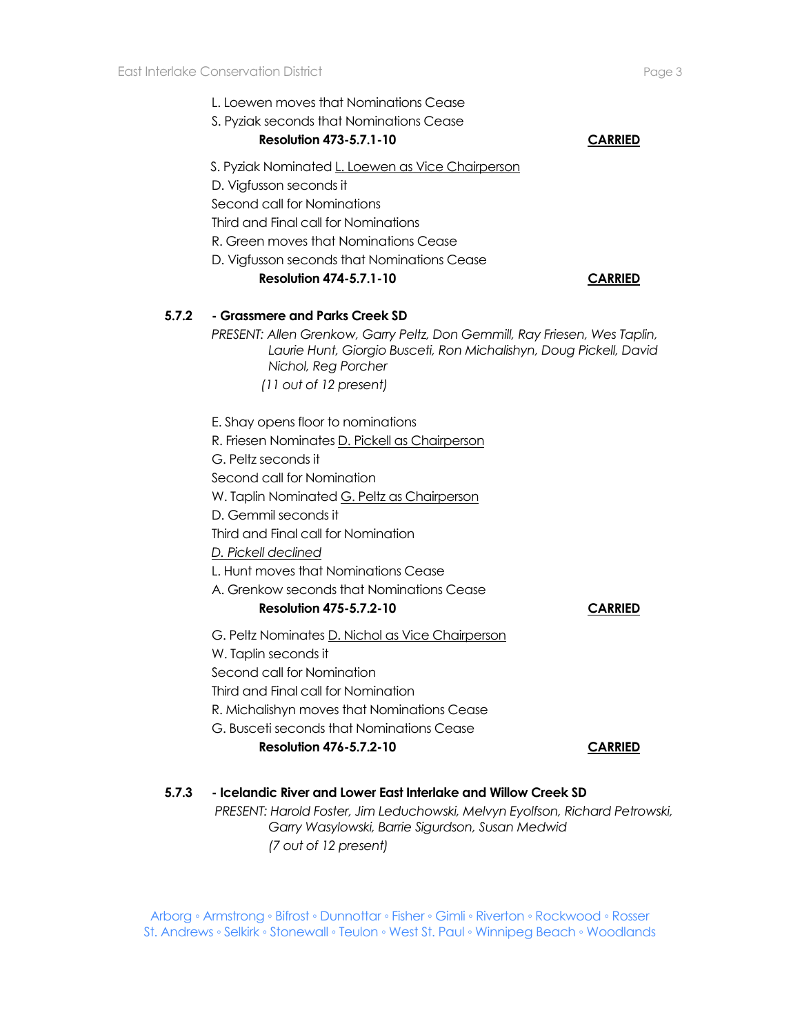L. Loewen moves that Nominations Cease
S. Pyziak seconds that Nominations Cease
**Resolution 473-5.7.1-10** **CARRIED**

S. Pyziak Nominated L. Loewen as Vice Chairperson
D. Vigfusson seconds it
Second call for Nominations
Third and Final call for Nominations
R. Green moves that Nominations Cease
D. Vigfusson seconds that Nominations Cease
**Resolution 474-5.7.1-10** **CARRIED**

**5.7.2 - Grassmere and Parks Creek SD**

*PRESENT: Allen Grenkow, Garry Peltz, Don Gemmill, Ray Friesen, Wes Taplin, Laurie Hunt, Giorgio Busceti, Ron Michalishyn, Doug Pickell, David Nichol, Reg Porcher*
*(11 out of 12 present)*

E. Shay opens floor to nominations
R. Friesen Nominates D. Pickell as Chairperson
G. Peltz seconds it
Second call for Nomination
W. Taplin Nominated G. Peltz as Chairperson
D. Gemmil seconds it
Third and Final call for Nomination
*D. Pickell declined*
L. Hunt moves that Nominations Cease
A. Grenkow seconds that Nominations Cease
**Resolution 475-5.7.2-10** **CARRIED**

G. Peltz Nominates D. Nichol as Vice Chairperson
W. Taplin seconds it
Second call for Nomination
Third and Final call for Nomination
R. Michalishyn moves that Nominations Cease
G. Busceti seconds that Nominations Cease
**Resolution 476-5.7.2-10** **CARRIED**

**5.7.3 - Icelandic River and Lower East Interlake and Willow Creek SD**

*PRESENT: Harold Foster, Jim Leduchowski, Melvyn Eyolfson, Richard Petrowski, Garry Wasylowski, Barrie Sigurdson, Susan Medwid*
*(7 out of 12 present)*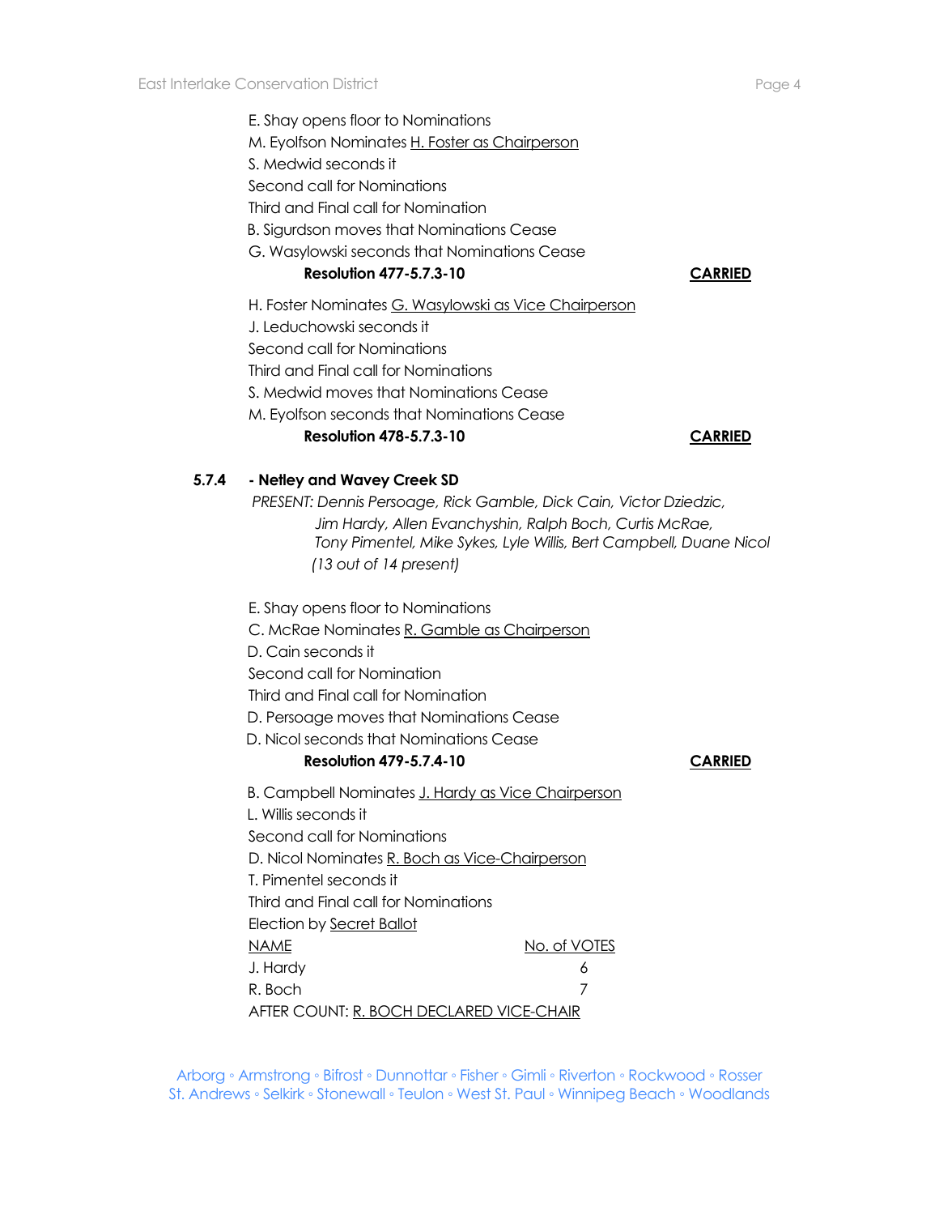E. Shay opens floor to Nominations
M. Eyolfson Nominates <u>H. Foster as Chairperson</u>
S. Medwid seconds it
Second call for Nominations
Third and Final call for Nomination
B. Sigurdson moves that Nominations Cease
G. Wasylowski seconds that Nominations Cease

**Resolution 477-5.7.3-10** **<u>CARRIED</u>**

H. Foster Nominates <u>G. Wasylowski as Vice Chairperson</u>
J. Leduchowski seconds it
Second call for Nominations
Third and Final call for Nominations
S. Medwid moves that Nominations Cease
M. Eyolfson seconds that Nominations Cease

**Resolution 478-5.7.3-10** **<u>CARRIED</u>**

**5.7.4 - Netley and Wavey Creek SD**

*PRESENT: Dennis Persoage, Rick Gamble, Dick Cain, Victor Dziedzic, Jim Hardy, Allen Evanchyshin, Ralph Boch, Curtis McRae, Tony Pimentel, Mike Sykes, Lyle Willis, Bert Campbell, Duane Nicol (13 out of 14 present)*

E. Shay opens floor to Nominations
C. McRae Nominates <u>R. Gamble as Chairperson</u>
D. Cain seconds it
Second call for Nomination
Third and Final call for Nomination
D. Persoage moves that Nominations Cease
D. Nicol seconds that Nominations Cease

**Resolution 479-5.7.4-10** **<u>CARRIED</u>**

B. Campbell Nominates <u>J. Hardy as Vice Chairperson</u>
L. Willis seconds it
Second call for Nominations
D. Nicol Nominates <u>R. Boch as Vice-Chairperson</u>
T. Pimentel seconds it
Third and Final call for Nominations
Election by <u>Secret Ballot</u>

| <u>NAME</u> | <u>No. of VOTES</u> |
|---|---|
| J. Hardy | 6 |
| R. Boch | 7 |

AFTER COUNT: <u>R. BOCH DECLARED VICE-CHAIR</u>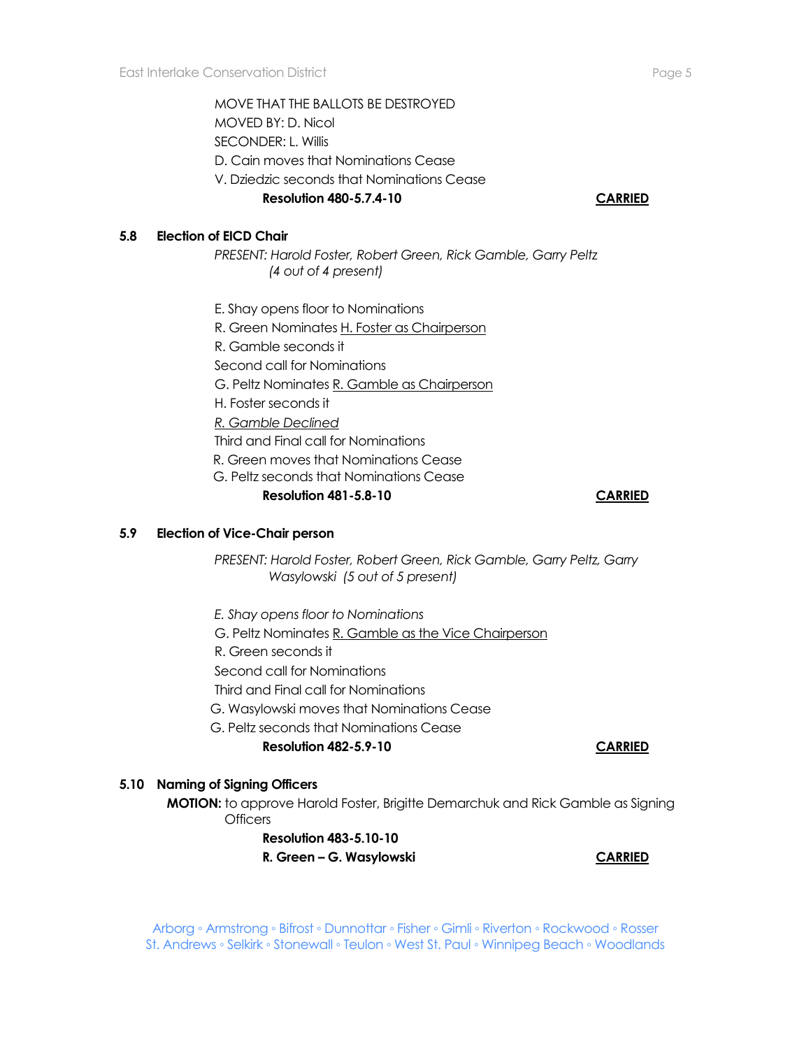MOVE THAT THE BALLOTS BE DESTROYED
MOVED BY: D. Nicol
SECONDER: L. Willis
D. Cain moves that Nominations Cease
V. Dziedzic seconds that Nominations Cease

**Resolution 480-5.7.4-10** **CARRIED**

### 5.8 Election of EICD Chair

*PRESENT: Harold Foster, Robert Green, Rick Gamble, Garry Peltz (4 out of 4 present)*

E. Shay opens floor to Nominations
R. Green Nominates H. Foster as Chairperson
R. Gamble seconds it
Second call for Nominations
G. Peltz Nominates R. Gamble as Chairperson
H. Foster seconds it
*R. Gamble Declined*
Third and Final call for Nominations
R. Green moves that Nominations Cease
G. Peltz seconds that Nominations Cease

**Resolution 481-5.8-10** **CARRIED**

### 5.9 Election of Vice-Chair person

*PRESENT: Harold Foster, Robert Green, Rick Gamble, Garry Peltz, Garry Wasylowski (5 out of 5 present)*

*E. Shay opens floor to Nominations*
G. Peltz Nominates R. Gamble as the Vice Chairperson
R. Green seconds it
Second call for Nominations
Third and Final call for Nominations
G. Wasylowski moves that Nominations Cease
G. Peltz seconds that Nominations Cease

**Resolution 482-5.9-10** **CARRIED**

### 5.10 Naming of Signing Officers

**MOTION:** to approve Harold Foster, Brigitte Demarchuk and Rick Gamble as Signing Officers

**Resolution 483-5.10-10**
**R. Green – G. Wasylowski** **CARRIED**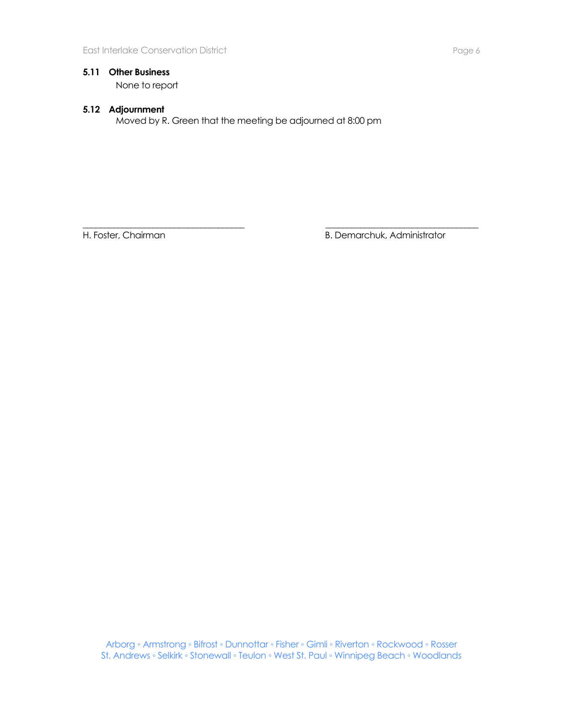### 5.11 Other Business

None to report

### 5.12 Adjournment

Moved by R. Green that the meeting be adjourned at 8:00 pm

| | |
|---|---|
| ______________________________ | ______________________________ |
| H. Foster, Chairman | B. Demarchuk, Administrator |

Arborg ◦ Armstrong ◦ Bifrost ◦ Dunnottar ◦ Fisher ◦ Gimli ◦ Riverton ◦ Rockwood ◦ Rosser
St. Andrews ◦ Selkirk ◦ Stonewall ◦ Teulon ◦ West St. Paul ◦ Winnipeg Beach ◦ Woodlands